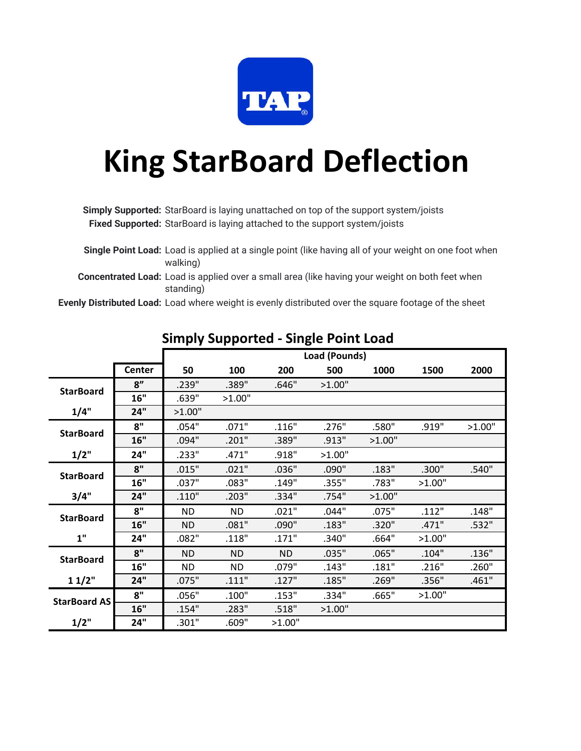TAP®

# King StarBoard Deflection

**Simply Supported:** StarBoard is laying unattached on top of the support system/joists
**Fixed Supported:** StarBoard is laying attached to the support system/joists

**Single Point Load:** Load is applied at a single point (like having all of your weight on one foot when walking)
**Concentrated Load:** Load is applied over a small area (like having your weight on both feet when standing)
**Evenly Distributed Load:** Load where weight is evenly distributed over the square footage of the sheet

## Simply Supported - Single Point Load

| | | Load (Pounds) | | | | | | |
|---|---|---|---|---|---|---|---|---|
| | **Center** | **50** | **100** | **200** | **500** | **1000** | **1500** | **2000** |
| **StarBoard 1/4"** | **8"** | .239" | .389" | .646" | >1.00" | | | |
| | **16"** | .639" | >1.00" | | | | | |
| | **24"** | >1.00" | | | | | | |
| **StarBoard 1/2"** | **8"** | .054" | .071" | .116" | .276" | .580" | .919" | >1.00" |
| | **16"** | .094" | .201" | .389" | .913" | >1.00" | | |
| | **24"** | .233" | .471" | .918" | >1.00" | | | |
| **StarBoard 3/4"** | **8"** | .015" | .021" | .036" | .090" | .183" | .300" | .540" |
| | **16"** | .037" | .083" | .149" | .355" | .783" | >1.00" | |
| | **24"** | .110" | .203" | .334" | .754" | >1.00" | | |
| **StarBoard 1"** | **8"** | ND | ND | .021" | .044" | .075" | .112" | .148" |
| | **16"** | ND | .081" | .090" | .183" | .320" | .471" | .532" |
| | **24"** | .082" | .118" | .171" | .340" | .664" | >1.00" | |
| **StarBoard 1 1/2"** | **8"** | ND | ND | ND | .035" | .065" | .104" | .136" |
| | **16"** | ND | ND | .079" | .143" | .181" | .216" | .260" |
| | **24"** | .075" | .111" | .127" | .185" | .269" | .356" | .461" |
| **StarBoard AS 1/2"** | **8"** | .056" | .100" | .153" | .334" | .665" | >1.00" | |
| | **16"** | .154" | .283" | .518" | >1.00" | | | |
| | **24"** | .301" | .609" | >1.00" | | | | |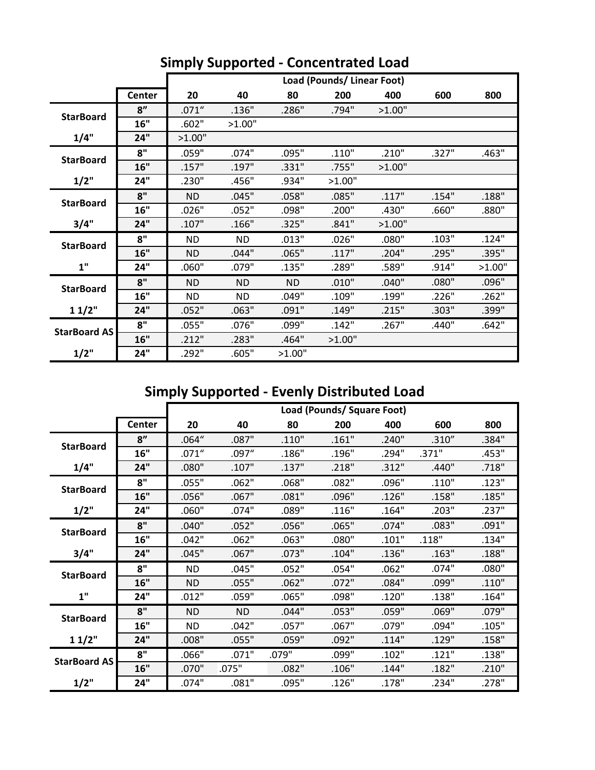## Simply Supported - Concentrated Load

| | Center | Load (Pounds/ Linear Foot) | | | | | | |
|---|---|---|---|---|---|---|---|---|
| | | 20 | 40 | 80 | 200 | 400 | 600 | 800 |
| StarBoard | 8" | .071" | .136" | .286" | .794" | >1.00" | | |
| | 16" | .602" | >1.00" | | | | | |
| 1/4" | 24" | >1.00" | | | | | | |
| StarBoard | 8" | .059" | .074" | .095" | .110" | .210" | .327" | .463" |
| | 16" | .157" | .197" | .331" | .755" | >1.00" | | |
| 1/2" | 24" | .230" | .456" | .934" | >1.00" | | | |
| StarBoard | 8" | ND | .045" | .058" | .085" | .117" | .154" | .188" |
| | 16" | .026" | .052" | .098" | .200" | .430" | .660" | .880" |
| 3/4" | 24" | .107" | .166" | .325" | .841" | >1.00" | | |
| StarBoard | 8" | ND | ND | .013" | .026" | .080" | .103" | .124" |
| | 16" | ND | .044" | .065" | .117" | .204" | .295" | .395" |
| 1" | 24" | .060" | .079" | .135" | .289" | .589" | .914" | >1.00" |
| StarBoard | 8" | ND | ND | ND | .010" | .040" | .080" | .096" |
| | 16" | ND | ND | .049" | .109" | .199" | .226" | .262" |
| 1 1/2" | 24" | .052" | .063" | .091" | .149" | .215" | .303" | .399" |
| StarBoard AS | 8" | .055" | .076" | .099" | .142" | .267" | .440" | .642" |
| | 16" | .212" | .283" | .464" | >1.00" | | | |
| 1/2" | 24" | .292" | .605" | >1.00" | | | | |

## Simply Supported - Evenly Distributed Load

| | Center | Load (Pounds/ Square Foot) | | | | | | |
|---|---|---|---|---|---|---|---|---|
| | | 20 | 40 | 80 | 200 | 400 | 600 | 800 |
| StarBoard | 8" | .064" | .087" | .110" | .161" | .240" | .310" | .384" |
| | 16" | .071" | .097" | .186" | .196" | .294" | .371" | .453" |
| 1/4" | 24" | .080" | .107" | .137" | .218" | .312" | .440" | .718" |
| StarBoard | 8" | .055" | .062" | .068" | .082" | .096" | .110" | .123" |
| | 16" | .056" | .067" | .081" | .096" | .126" | .158" | .185" |
| 1/2" | 24" | .060" | .074" | .089" | .116" | .164" | .203" | .237" |
| StarBoard | 8" | .040" | .052" | .056" | .065" | .074" | .083" | .091" |
| | 16" | .042" | .062" | .063" | .080" | .101" | .118" | .134" |
| 3/4" | 24" | .045" | .067" | .073" | .104" | .136" | .163" | .188" |
| StarBoard | 8" | ND | .045" | .052" | .054" | .062" | .074" | .080" |
| | 16" | ND | .055" | .062" | .072" | .084" | .099" | .110" |
| 1" | 24" | .012" | .059" | .065" | .098" | .120" | .138" | .164" |
| StarBoard | 8" | ND | ND | .044" | .053" | .059" | .069" | .079" |
| | 16" | ND | .042" | .057" | .067" | .079" | .094" | .105" |
| 1 1/2" | 24" | .008" | .055" | .059" | .092" | .114" | .129" | .158" |
| StarBoard AS | 8" | .066" | .071" | .079" | .099" | .102" | .121" | .138" |
| | 16" | .070" | .075" | .082" | .106" | .144" | .182" | .210" |
| 1/2" | 24" | .074" | .081" | .095" | .126" | .178" | .234" | .278" |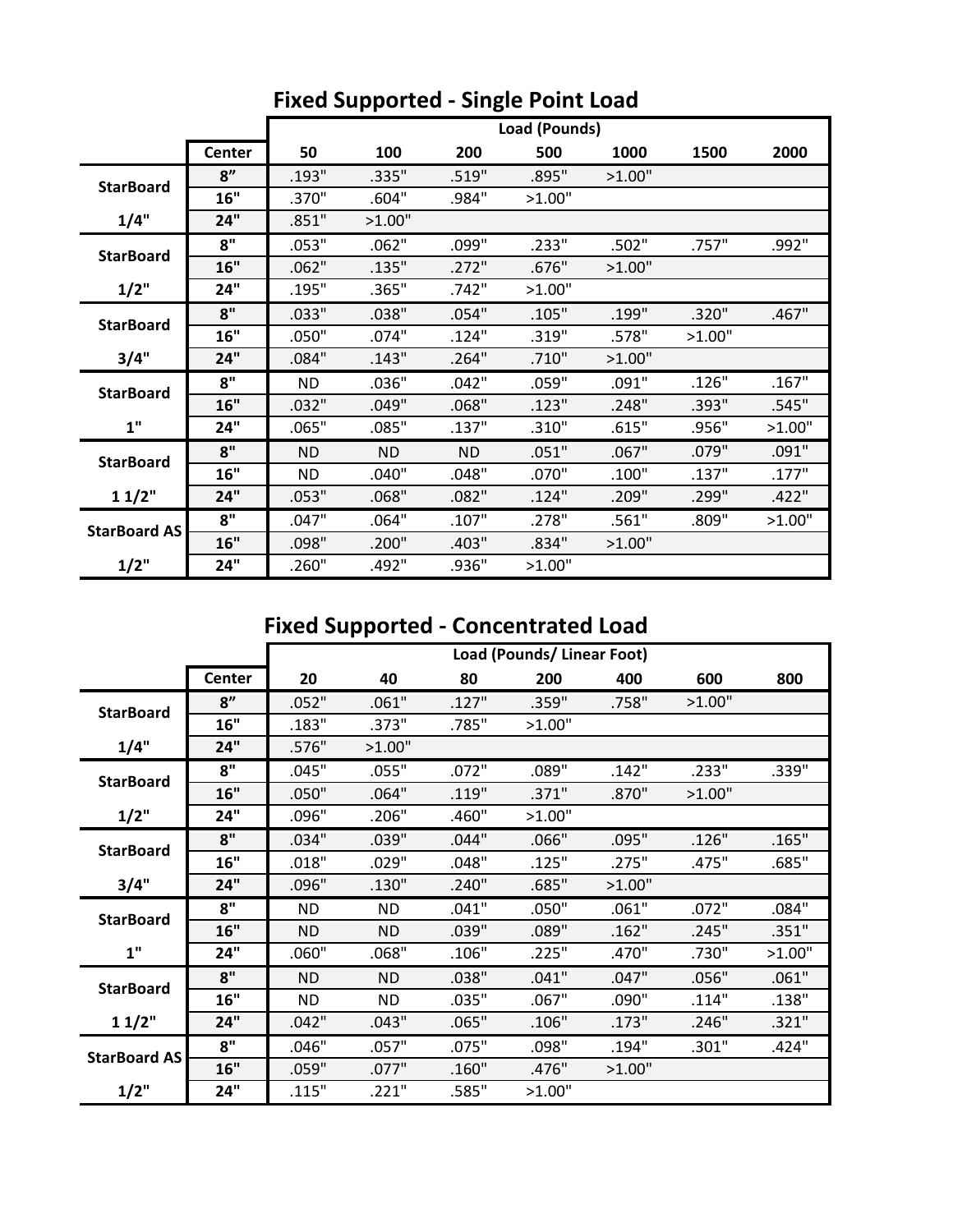## Fixed Supported - Single Point Load

| | Center | Load (Pounds) | | | | | | |
|---|---|---|---|---|---|---|---|---|
| | | 50 | 100 | 200 | 500 | 1000 | 1500 | 2000 |
| StarBoard 1/4" | 8" | .193" | .335" | .519" | .895" | >1.00" | | |
| | 16" | .370" | .604" | .984" | >1.00" | | | |
| | 24" | .851" | >1.00" | | | | | |
| StarBoard 1/2" | 8" | .053" | .062" | .099" | .233" | .502" | .757" | .992" |
| | 16" | .062" | .135" | .272" | .676" | >1.00" | | |
| | 24" | .195" | .365" | .742" | >1.00" | | | |
| StarBoard 3/4" | 8" | .033" | .038" | .054" | .105" | .199" | .320" | .467" |
| | 16" | .050" | .074" | .124" | .319" | .578" | >1.00" | |
| | 24" | .084" | .143" | .264" | .710" | >1.00" | | |
| StarBoard 1" | 8" | ND | .036" | .042" | .059" | .091" | .126" | .167" |
| | 16" | .032" | .049" | .068" | .123" | .248" | .393" | .545" |
| | 24" | .065" | .085" | .137" | .310" | .615" | .956" | >1.00" |
| StarBoard 1 1/2" | 8" | ND | ND | ND | .051" | .067" | .079" | .091" |
| | 16" | ND | .040" | .048" | .070" | .100" | .137" | .177" |
| | 24" | .053" | .068" | .082" | .124" | .209" | .299" | .422" |
| StarBoard AS 1/2" | 8" | .047" | .064" | .107" | .278" | .561" | .809" | >1.00" |
| | 16" | .098" | .200" | .403" | .834" | >1.00" | | |
| | 24" | .260" | .492" | .936" | >1.00" | | | |

## Fixed Supported - Concentrated Load

| | Center | Load (Pounds/ Linear Foot) | | | | | | |
|---|---|---|---|---|---|---|---|---|
| | | 20 | 40 | 80 | 200 | 400 | 600 | 800 |
| StarBoard 1/4" | 8" | .052" | .061" | .127" | .359" | .758" | >1.00" | |
| | 16" | .183" | .373" | .785" | >1.00" | | | |
| | 24" | .576" | >1.00" | | | | | |
| StarBoard 1/2" | 8" | .045" | .055" | .072" | .089" | .142" | .233" | .339" |
| | 16" | .050" | .064" | .119" | .371" | .870" | >1.00" | |
| | 24" | .096" | .206" | .460" | >1.00" | | | |
| StarBoard 3/4" | 8" | .034" | .039" | .044" | .066" | .095" | .126" | .165" |
| | 16" | .018" | .029" | .048" | .125" | .275" | .475" | .685" |
| | 24" | .096" | .130" | .240" | .685" | >1.00" | | |
| StarBoard 1" | 8" | ND | ND | .041" | .050" | .061" | .072" | .084" |
| | 16" | ND | ND | .039" | .089" | .162" | .245" | .351" |
| | 24" | .060" | .068" | .106" | .225" | .470" | .730" | >1.00" |
| StarBoard 1 1/2" | 8" | ND | ND | .038" | .041" | .047" | .056" | .061" |
| | 16" | ND | ND | .035" | .067" | .090" | .114" | .138" |
| | 24" | .042" | .043" | .065" | .106" | .173" | .246" | .321" |
| StarBoard AS 1/2" | 8" | .046" | .057" | .075" | .098" | .194" | .301" | .424" |
| | 16" | .059" | .077" | .160" | .476" | >1.00" | | |
| | 24" | .115" | .221" | .585" | >1.00" | | | |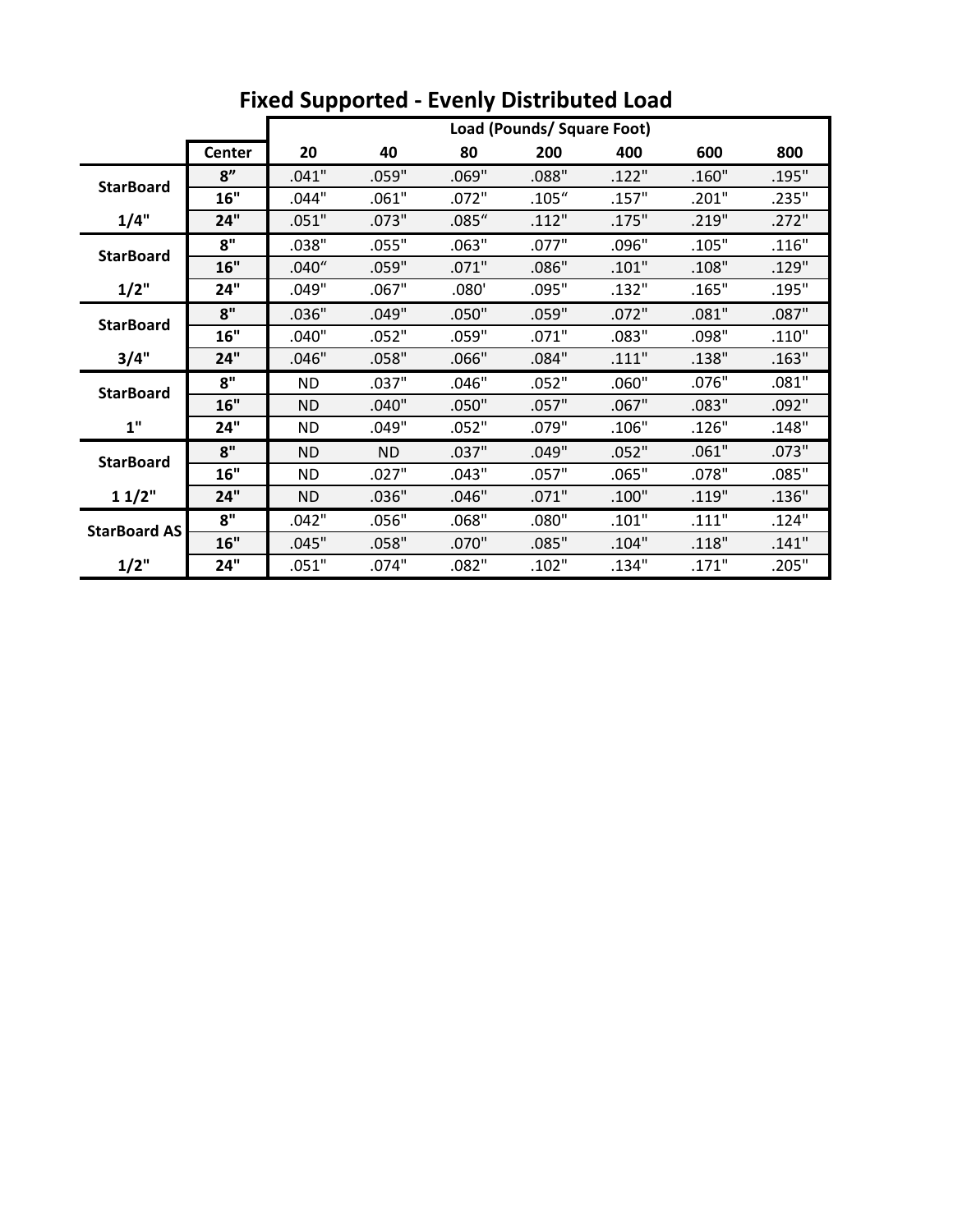## Fixed Supported - Evenly Distributed Load

| | | Load (Pounds/ Square Foot) | | | | | | |
|---|---|---|---|---|---|---|---|---|
| | **Center** | **20** | **40** | **80** | **200** | **400** | **600** | **800** |
| **StarBoard** | **8”** | .041" | .059" | .069" | .088" | .122" | .160" | .195" |
| | **16"** | .044" | .061" | .072" | .105“ | .157" | .201" | .235" |
| **1/4"** | **24"** | .051" | .073" | .085“ | .112" | .175" | .219" | .272" |
| **StarBoard** | **8"** | .038" | .055" | .063" | .077" | .096" | .105" | .116" |
| | **16"** | .040“ | .059" | .071" | .086" | .101" | .108" | .129" |
| **1/2"** | **24"** | .049" | .067" | .080' | .095" | .132" | .165" | .195" |
| **StarBoard** | **8"** | .036" | .049" | .050" | .059" | .072" | .081" | .087" |
| | **16"** | .040" | .052" | .059" | .071" | .083" | .098" | .110" |
| **3/4"** | **24"** | .046" | .058" | .066" | .084" | .111" | .138" | .163" |
| **StarBoard** | **8"** | ND | .037" | .046" | .052" | .060" | .076" | .081" |
| | **16"** | ND | .040" | .050" | .057" | .067" | .083" | .092" |
| **1"** | **24"** | ND | .049" | .052" | .079" | .106" | .126" | .148" |
| **StarBoard** | **8"** | ND | ND | .037" | .049" | .052" | .061" | .073" |
| | **16"** | ND | .027" | .043" | .057" | .065" | .078" | .085" |
| **1 1/2"** | **24"** | ND | .036" | .046" | .071" | .100" | .119" | .136" |
| **StarBoard AS** | **8"** | .042" | .056" | .068" | .080" | .101" | .111" | .124" |
| | **16"** | .045" | .058" | .070" | .085" | .104" | .118" | .141" |
| **1/2"** | **24"** | .051" | .074" | .082" | .102" | .134" | .171" | .205" |